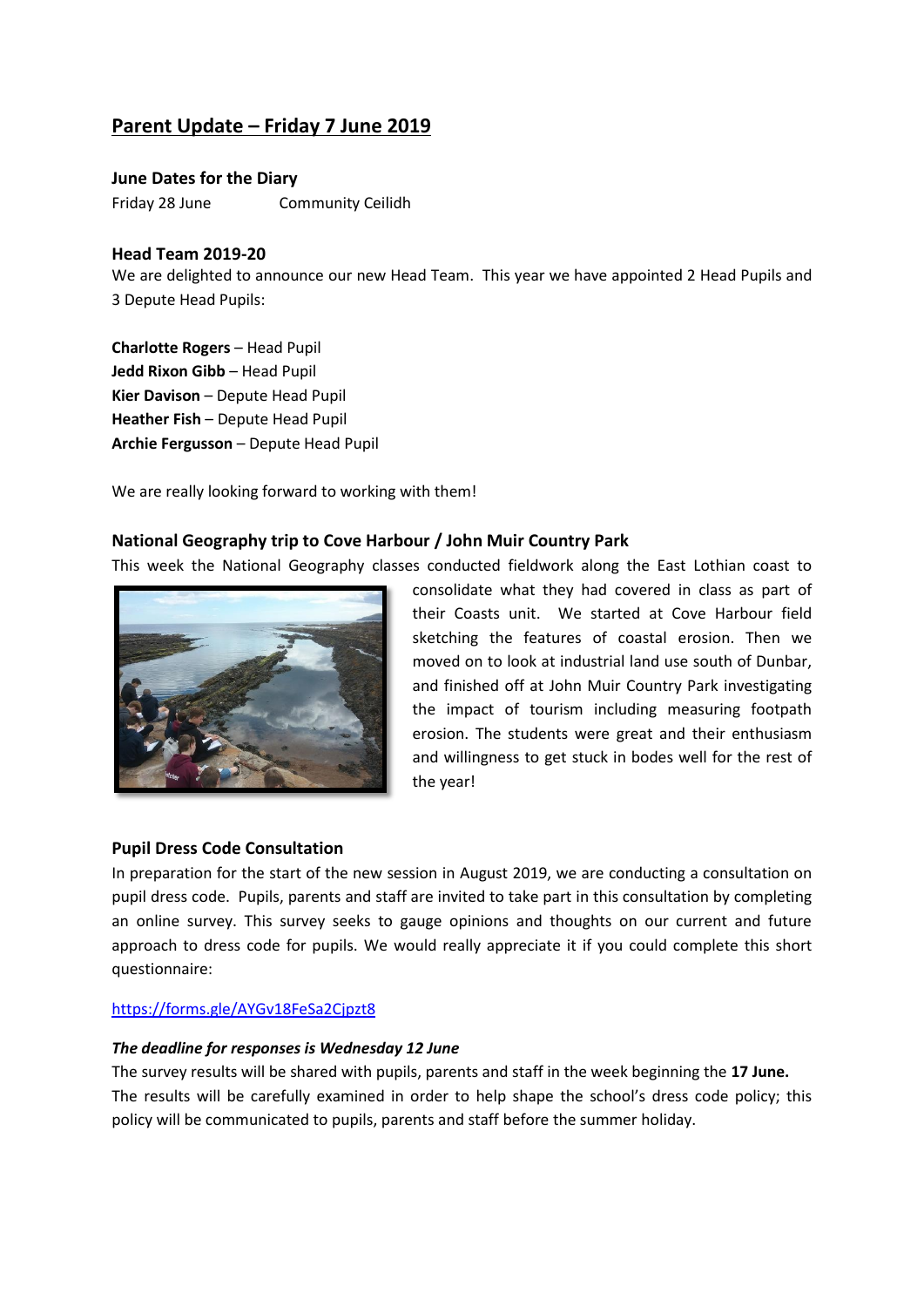# Parent Update – Friday 7 June 2019

### June Dates for the Diary

Friday 28 June Community Ceilidh

### Head Team 2019-20

We are delighted to announce our new Head Team. This year we have appointed 2 Head Pupils and 3 Depute Head Pupils:

**Charlotte Rogers** – Head Pupil
**Jedd Rixon Gibb** – Head Pupil
**Kier Davison** – Depute Head Pupil
**Heather Fish** – Depute Head Pupil
**Archie Fergusson** – Depute Head Pupil

We are really looking forward to working with them!

### National Geography trip to Cove Harbour / John Muir Country Park

This week the National Geography classes conducted fieldwork along the East Lothian coast to consolidate what they had covered in class as part of their Coasts unit. We started at Cove Harbour field sketching the features of coastal erosion. Then we moved on to look at industrial land use south of Dunbar, and finished off at John Muir Country Park investigating the impact of tourism including measuring footpath erosion. The students were great and their enthusiasm and willingness to get stuck in bodes well for the rest of the year!

### Pupil Dress Code Consultation

In preparation for the start of the new session in August 2019, we are conducting a consultation on pupil dress code. Pupils, parents and staff are invited to take part in this consultation by completing an online survey. This survey seeks to gauge opinions and thoughts on our current and future approach to dress code for pupils. We would really appreciate it if you could complete this short questionnaire:

https://forms.gle/AYGv18FeSa2Cjpzt8

***The deadline for responses is Wednesday 12 June***

The survey results will be shared with pupils, parents and staff in the week beginning the **17 June.** The results will be carefully examined in order to help shape the school's dress code policy; this policy will be communicated to pupils, parents and staff before the summer holiday.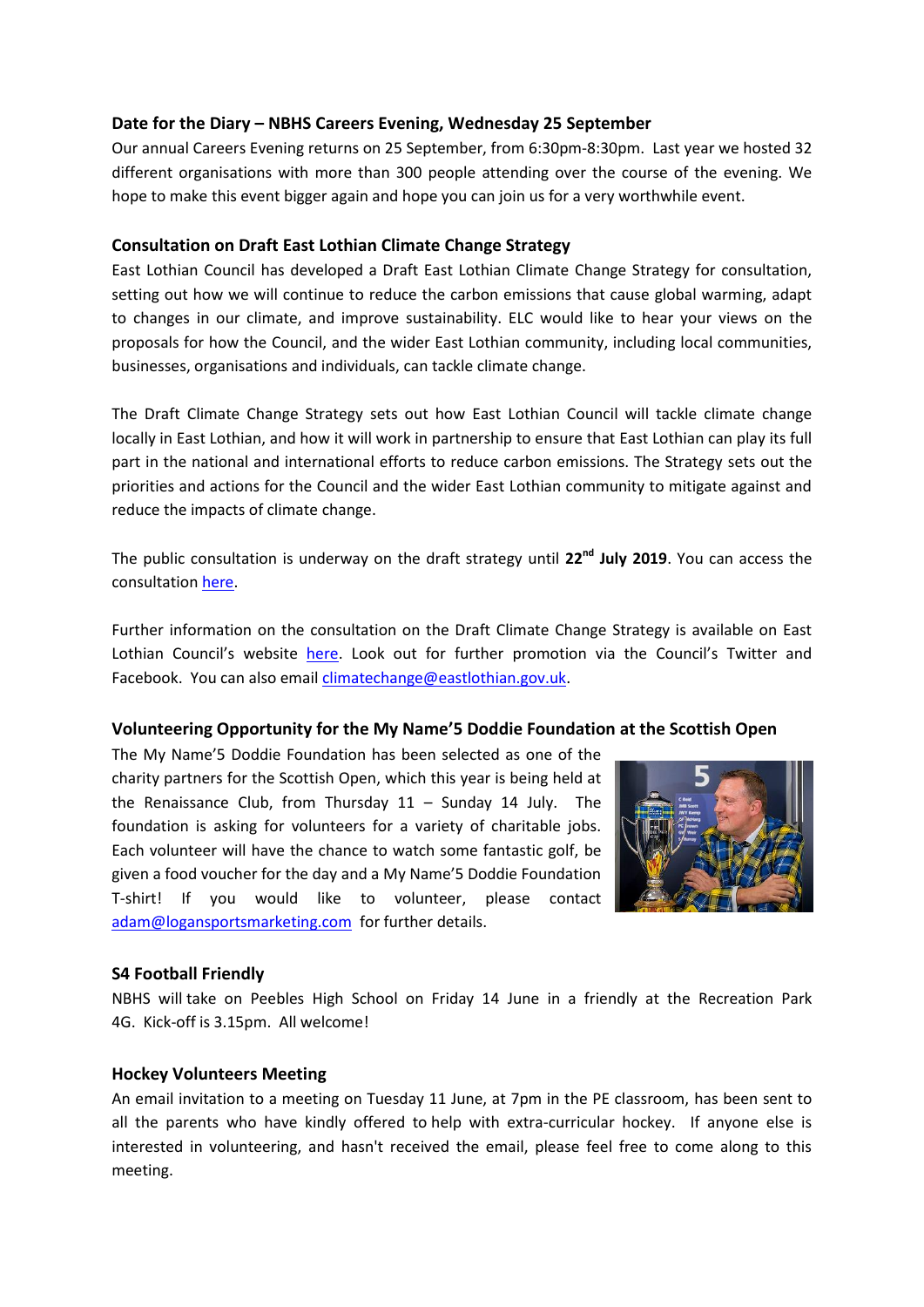**Date for the Diary – NBHS Careers Evening, Wednesday 25 September**

Our annual Careers Evening returns on 25 September, from 6:30pm-8:30pm. Last year we hosted 32 different organisations with more than 300 people attending over the course of the evening. We hope to make this event bigger again and hope you can join us for a very worthwhile event.

**Consultation on Draft East Lothian Climate Change Strategy**

East Lothian Council has developed a Draft East Lothian Climate Change Strategy for consultation, setting out how we will continue to reduce the carbon emissions that cause global warming, adapt to changes in our climate, and improve sustainability. ELC would like to hear your views on the proposals for how the Council, and the wider East Lothian community, including local communities, businesses, organisations and individuals, can tackle climate change.

The Draft Climate Change Strategy sets out how East Lothian Council will tackle climate change locally in East Lothian, and how it will work in partnership to ensure that East Lothian can play its full part in the national and international efforts to reduce carbon emissions. The Strategy sets out the priorities and actions for the Council and the wider East Lothian community to mitigate against and reduce the impacts of climate change.

The public consultation is underway on the draft strategy until **22nd July 2019**. You can access the consultation here.

Further information on the consultation on the Draft Climate Change Strategy is available on East Lothian Council's website here. Look out for further promotion via the Council's Twitter and Facebook. You can also email climatechange@eastlothian.gov.uk.

**Volunteering Opportunity for the My Name'5 Doddie Foundation at the Scottish Open**

The My Name'5 Doddie Foundation has been selected as one of the charity partners for the Scottish Open, which this year is being held at the Renaissance Club, from Thursday 11 – Sunday 14 July. The foundation is asking for volunteers for a variety of charitable jobs. Each volunteer will have the chance to watch some fantastic golf, be given a food voucher for the day and a My Name'5 Doddie Foundation T-shirt! If you would like to volunteer, please contact adam@logansportsmarketing.com for further details.

**S4 Football Friendly**

NBHS will take on Peebles High School on Friday 14 June in a friendly at the Recreation Park 4G. Kick-off is 3.15pm. All welcome!

**Hockey Volunteers Meeting**

An email invitation to a meeting on Tuesday 11 June, at 7pm in the PE classroom, has been sent to all the parents who have kindly offered to help with extra-curricular hockey. If anyone else is interested in volunteering, and hasn't received the email, please feel free to come along to this meeting.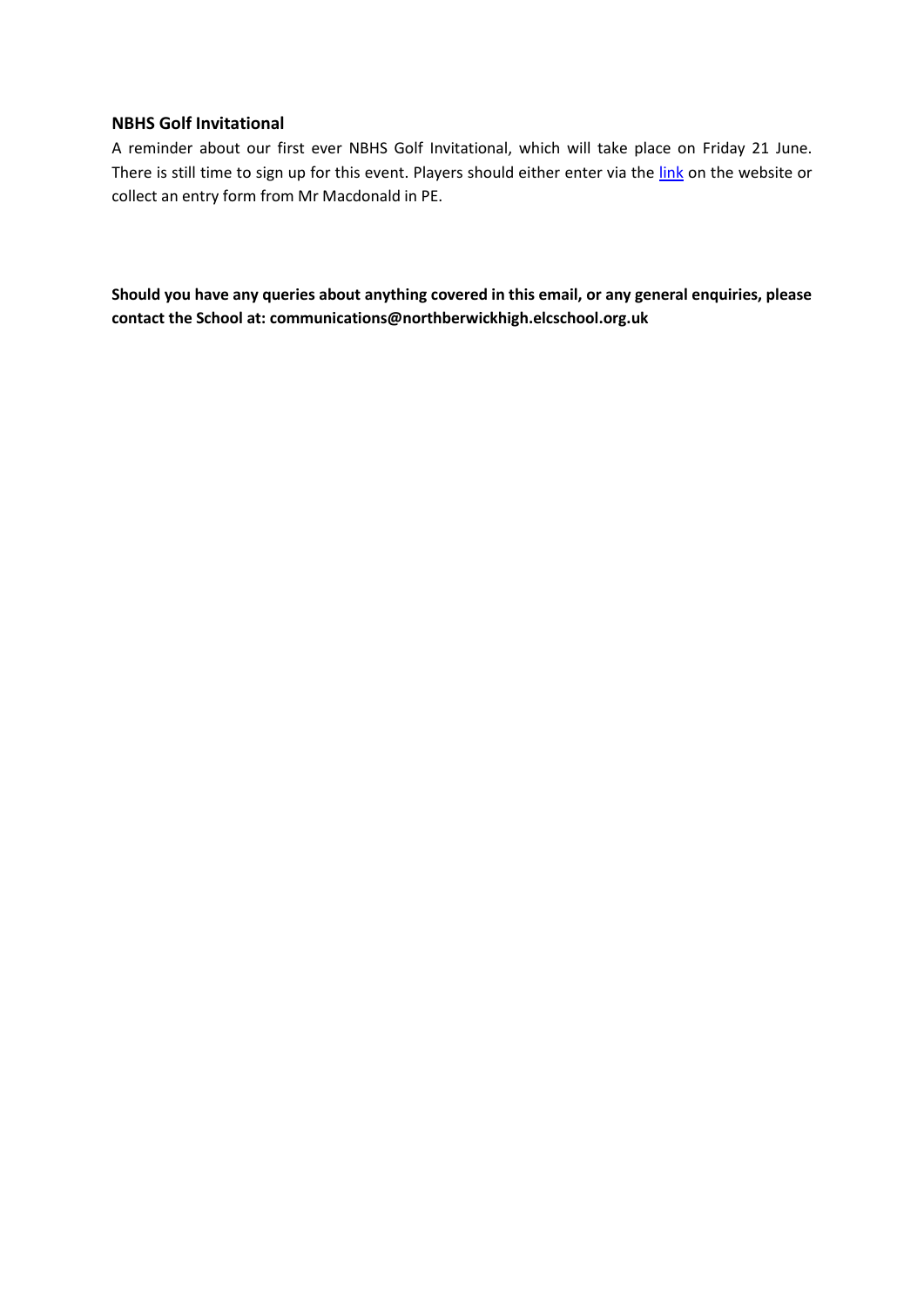### NBHS Golf Invitational

A reminder about our first ever NBHS Golf Invitational, which will take place on Friday 21 June. There is still time to sign up for this event. Players should either enter via the link on the website or collect an entry form from Mr Macdonald in PE.

**Should you have any queries about anything covered in this email, or any general enquiries, please contact the School at: communications@northberwickhigh.elcschool.org.uk**